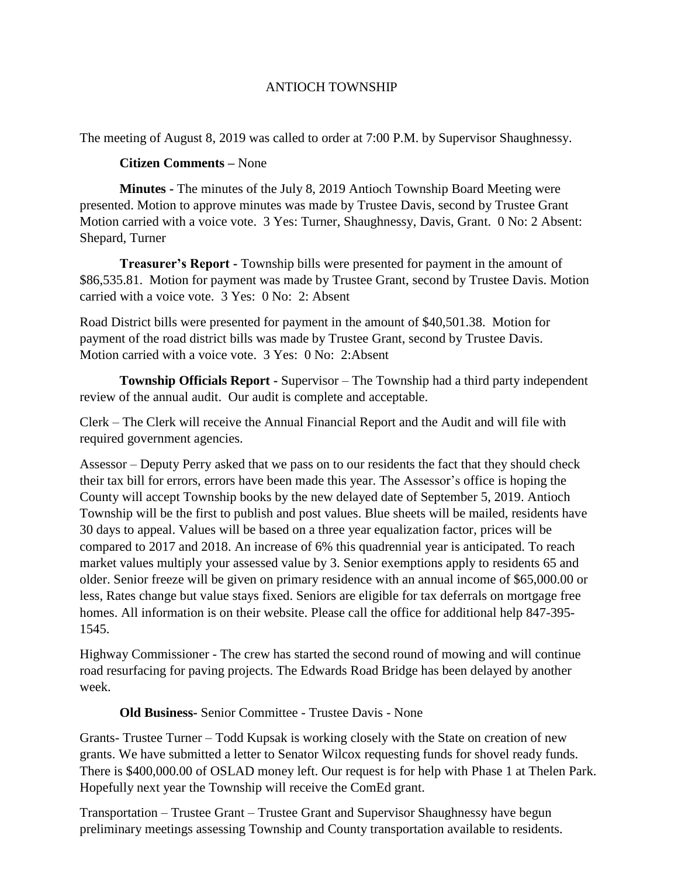ANTIOCH TOWNSHIP

The meeting of August 8, 2019 was called to order at 7:00 P.M. by Supervisor Shaughnessy.

**Citizen Comments –** None

**Minutes -** The minutes of the July 8, 2019 Antioch Township Board Meeting were presented. Motion to approve minutes was made by Trustee Davis, second by Trustee Grant Motion carried with a voice vote. 3 Yes: Turner, Shaughnessy, Davis, Grant. 0 No: 2 Absent: Shepard, Turner

**Treasurer's Report -** Township bills were presented for payment in the amount of $86,535.81. Motion for payment was made by Trustee Grant, second by Trustee Davis. Motion carried with a voice vote. 3 Yes: 0 No: 2: Absent

Road District bills were presented for payment in the amount of $40,501.38. Motion for payment of the road district bills was made by Trustee Grant, second by Trustee Davis. Motion carried with a voice vote. 3 Yes: 0 No: 2:Absent

**Township Officials Report -** Supervisor – The Township had a third party independent review of the annual audit. Our audit is complete and acceptable.

Clerk – The Clerk will receive the Annual Financial Report and the Audit and will file with required government agencies.

Assessor – Deputy Perry asked that we pass on to our residents the fact that they should check their tax bill for errors, errors have been made this year. The Assessor's office is hoping the County will accept Township books by the new delayed date of September 5, 2019. Antioch Township will be the first to publish and post values. Blue sheets will be mailed, residents have 30 days to appeal. Values will be based on a three year equalization factor, prices will be compared to 2017 and 2018. An increase of 6% this quadrennial year is anticipated. To reach market values multiply your assessed value by 3. Senior exemptions apply to residents 65 and older. Senior freeze will be given on primary residence with an annual income of $65,000.00 or less, Rates change but value stays fixed. Seniors are eligible for tax deferrals on mortgage free homes. All information is on their website. Please call the office for additional help 847-395-1545.

Highway Commissioner - The crew has started the second round of mowing and will continue road resurfacing for paving projects. The Edwards Road Bridge has been delayed by another week.

**Old Business-** Senior Committee - Trustee Davis - None

Grants- Trustee Turner – Todd Kupsak is working closely with the State on creation of new grants. We have submitted a letter to Senator Wilcox requesting funds for shovel ready funds. There is $400,000.00 of OSLAD money left. Our request is for help with Phase 1 at Thelen Park. Hopefully next year the Township will receive the ComEd grant.

Transportation – Trustee Grant – Trustee Grant and Supervisor Shaughnessy have begun preliminary meetings assessing Township and County transportation available to residents.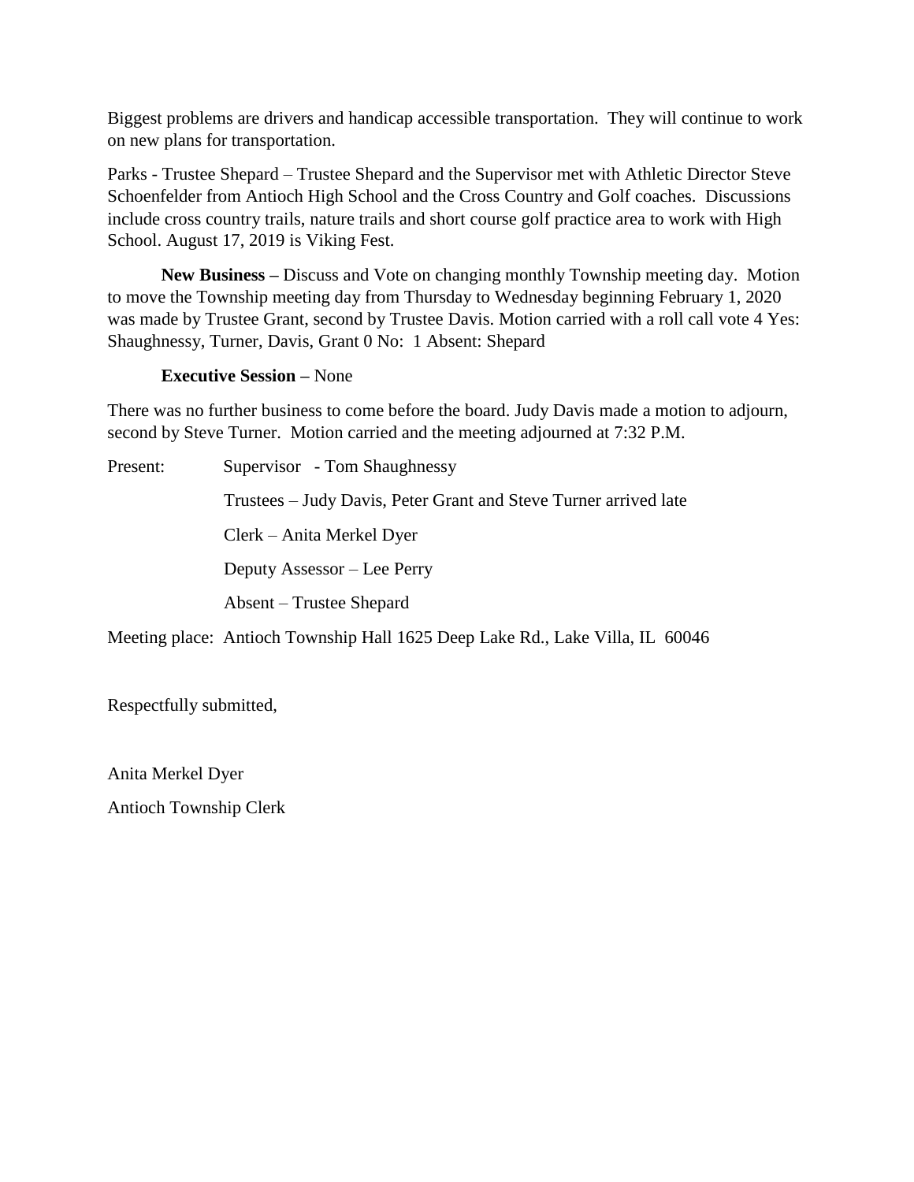Biggest problems are drivers and handicap accessible transportation. They will continue to work on new plans for transportation.

Parks - Trustee Shepard – Trustee Shepard and the Supervisor met with Athletic Director Steve Schoenfelder from Antioch High School and the Cross Country and Golf coaches. Discussions include cross country trails, nature trails and short course golf practice area to work with High School. August 17, 2019 is Viking Fest.

**New Business –** Discuss and Vote on changing monthly Township meeting day. Motion to move the Township meeting day from Thursday to Wednesday beginning February 1, 2020 was made by Trustee Grant, second by Trustee Davis. Motion carried with a roll call vote 4 Yes: Shaughnessy, Turner, Davis, Grant 0 No: 1 Absent: Shepard

**Executive Session –** None

There was no further business to come before the board. Judy Davis made a motion to adjourn, second by Steve Turner. Motion carried and the meeting adjourned at 7:32 P.M.

Present: Supervisor - Tom Shaughnessy

Trustees – Judy Davis, Peter Grant and Steve Turner arrived late

Clerk – Anita Merkel Dyer

Deputy Assessor – Lee Perry

Absent – Trustee Shepard

Meeting place: Antioch Township Hall 1625 Deep Lake Rd., Lake Villa, IL 60046

Respectfully submitted,

Anita Merkel Dyer

Antioch Township Clerk